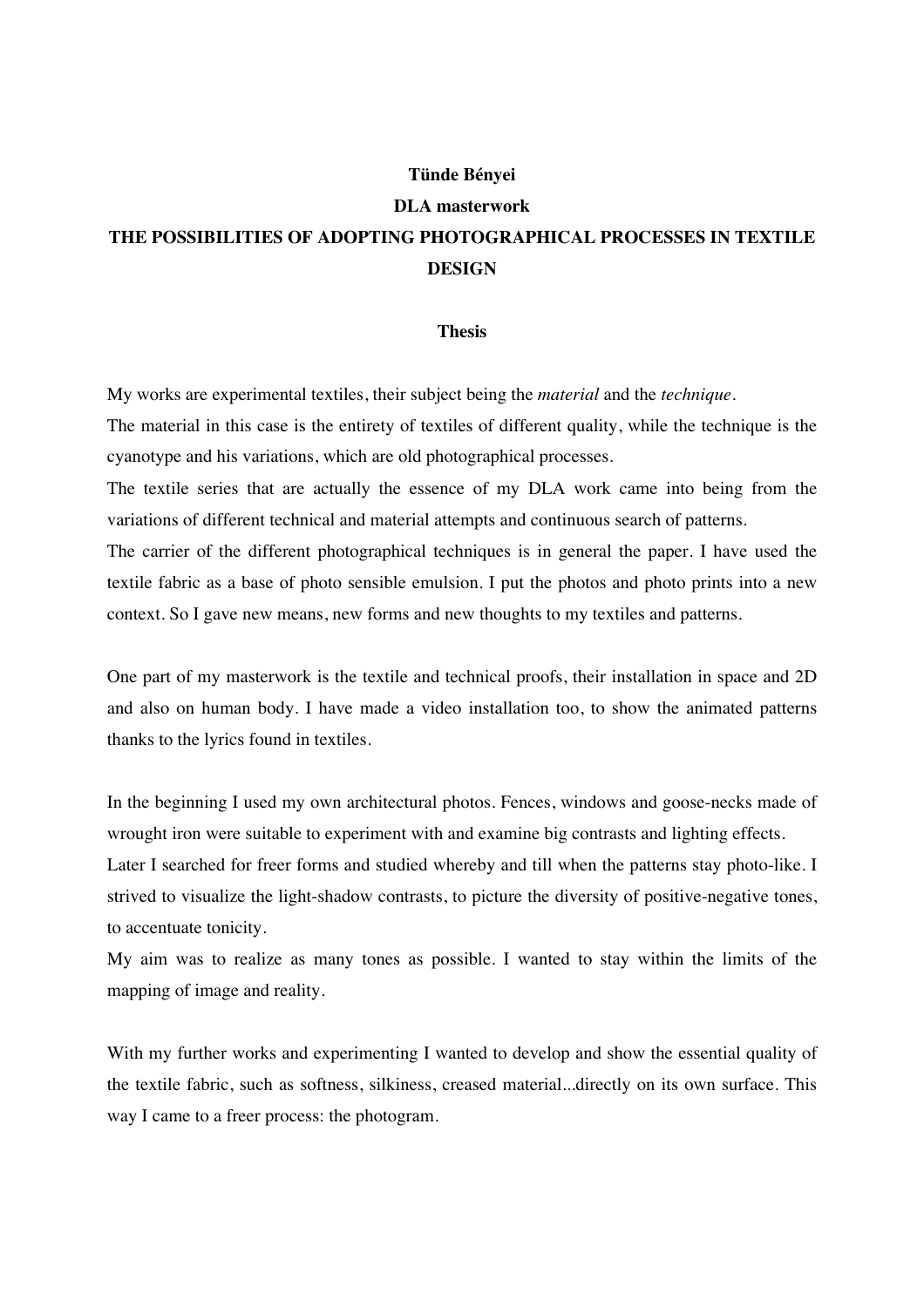**Tünde Bényei**

**DLA masterwork**

# THE POSSIBILITIES OF ADOPTING PHOTOGRAPHICAL PROCESSES IN TEXTILE DESIGN

## Thesis

My works are experimental textiles, their subject being the *material* and the *technique*.
The material in this case is the entirety of textiles of different quality, while the technique is the cyanotype and his variations, which are old photographical processes.
The textile series that are actually the essence of my DLA work came into being from the variations of different technical and material attempts and continuous search of patterns.
The carrier of the different photographical techniques is in general the paper. I have used the textile fabric as a base of photo sensible emulsion. I put the photos and photo prints into a new context. So I gave new means, new forms and new thoughts to my textiles and patterns.

One part of my masterwork is the textile and technical proofs, their installation in space and 2D and also on human body. I have made a video installation too, to show the animated patterns thanks to the lyrics found in textiles.

In the beginning I used my own architectural photos. Fences, windows and goose-necks made of wrought iron were suitable to experiment with and examine big contrasts and lighting effects.
Later I searched for freer forms and studied whereby and till when the patterns stay photo-like. I strived to visualize the light-shadow contrasts, to picture the diversity of positive-negative tones, to accentuate tonicity.
My aim was to realize as many tones as possible. I wanted to stay within the limits of the mapping of image and reality.

With my further works and experimenting I wanted to develop and show the essential quality of the textile fabric, such as softness, silkiness, creased material...directly on its own surface. This way I came to a freer process: the photogram.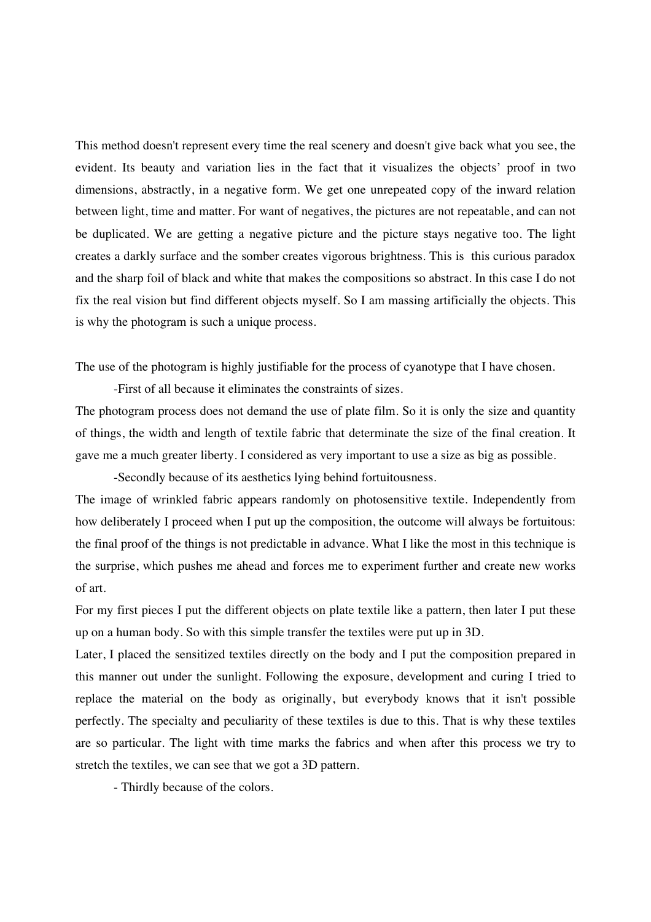This method doesn't represent every time the real scenery and doesn't give back what you see, the evident. Its beauty and variation lies in the fact that it visualizes the objects' proof in two dimensions, abstractly, in a negative form. We get one unrepeated copy of the inward relation between light, time and matter. For want of negatives, the pictures are not repeatable, and can not be duplicated. We are getting a negative picture and the picture stays negative too. The light creates a darkly surface and the somber creates vigorous brightness. This is this curious paradox and the sharp foil of black and white that makes the compositions so abstract. In this case I do not fix the real vision but find different objects myself. So I am massing artificially the objects. This is why the photogram is such a unique process.

The use of the photogram is highly justifiable for the process of cyanotype that I have chosen.

-First of all because it eliminates the constraints of sizes.

The photogram process does not demand the use of plate film. So it is only the size and quantity of things, the width and length of textile fabric that determinate the size of the final creation. It gave me a much greater liberty. I considered as very important to use a size as big as possible.

-Secondly because of its aesthetics lying behind fortuitousness.

The image of wrinkled fabric appears randomly on photosensitive textile. Independently from how deliberately I proceed when I put up the composition, the outcome will always be fortuitous: the final proof of the things is not predictable in advance. What I like the most in this technique is the surprise, which pushes me ahead and forces me to experiment further and create new works of art.

For my first pieces I put the different objects on plate textile like a pattern, then later I put these up on a human body. So with this simple transfer the textiles were put up in 3D.

Later, I placed the sensitized textiles directly on the body and I put the composition prepared in this manner out under the sunlight. Following the exposure, development and curing I tried to replace the material on the body as originally, but everybody knows that it isn't possible perfectly. The specialty and peculiarity of these textiles is due to this. That is why these textiles are so particular. The light with time marks the fabrics and when after this process we try to stretch the textiles, we can see that we got a 3D pattern.

- Thirdly because of the colors.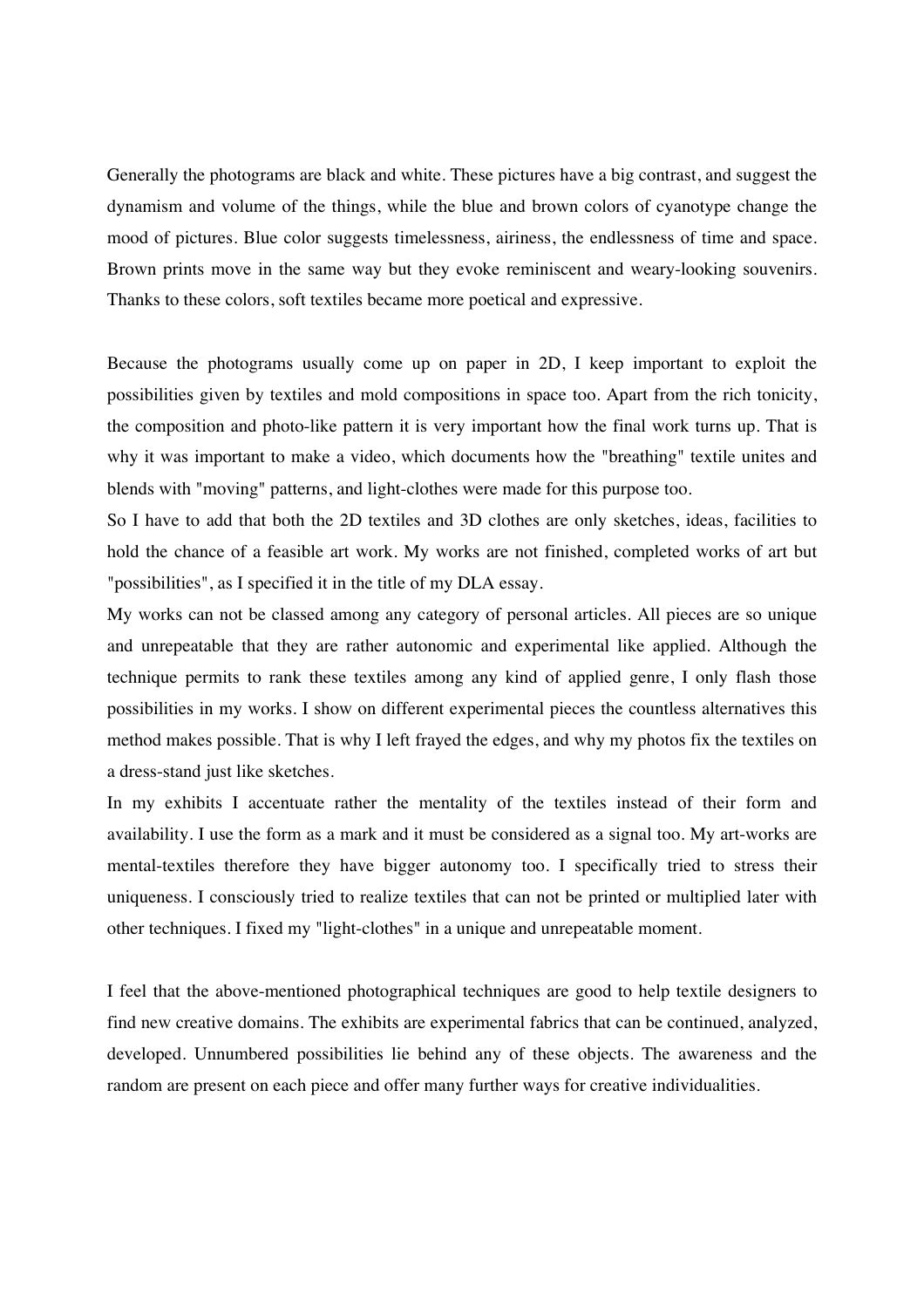Generally the photograms are black and white. These pictures have a big contrast, and suggest the dynamism and volume of the things, while the blue and brown colors of cyanotype change the mood of pictures. Blue color suggests timelessness, airiness, the endlessness of time and space. Brown prints move in the same way but they evoke reminiscent and weary-looking souvenirs. Thanks to these colors, soft textiles became more poetical and expressive.

Because the photograms usually come up on paper in 2D, I keep important to exploit the possibilities given by textiles and mold compositions in space too. Apart from the rich tonicity, the composition and photo-like pattern it is very important how the final work turns up. That is why it was important to make a video, which documents how the "breathing" textile unites and blends with "moving" patterns, and light-clothes were made for this purpose too.

So I have to add that both the 2D textiles and 3D clothes are only sketches, ideas, facilities to hold the chance of a feasible art work. My works are not finished, completed works of art but "possibilities", as I specified it in the title of my DLA essay.

My works can not be classed among any category of personal articles. All pieces are so unique and unrepeatable that they are rather autonomic and experimental like applied. Although the technique permits to rank these textiles among any kind of applied genre, I only flash those possibilities in my works. I show on different experimental pieces the countless alternatives this method makes possible. That is why I left frayed the edges, and why my photos fix the textiles on a dress-stand just like sketches.

In my exhibits I accentuate rather the mentality of the textiles instead of their form and availability. I use the form as a mark and it must be considered as a signal too. My art-works are mental-textiles therefore they have bigger autonomy too. I specifically tried to stress their uniqueness. I consciously tried to realize textiles that can not be printed or multiplied later with other techniques. I fixed my "light-clothes" in a unique and unrepeatable moment.

I feel that the above-mentioned photographical techniques are good to help textile designers to find new creative domains. The exhibits are experimental fabrics that can be continued, analyzed, developed. Unnumbered possibilities lie behind any of these objects. The awareness and the random are present on each piece and offer many further ways for creative individualities.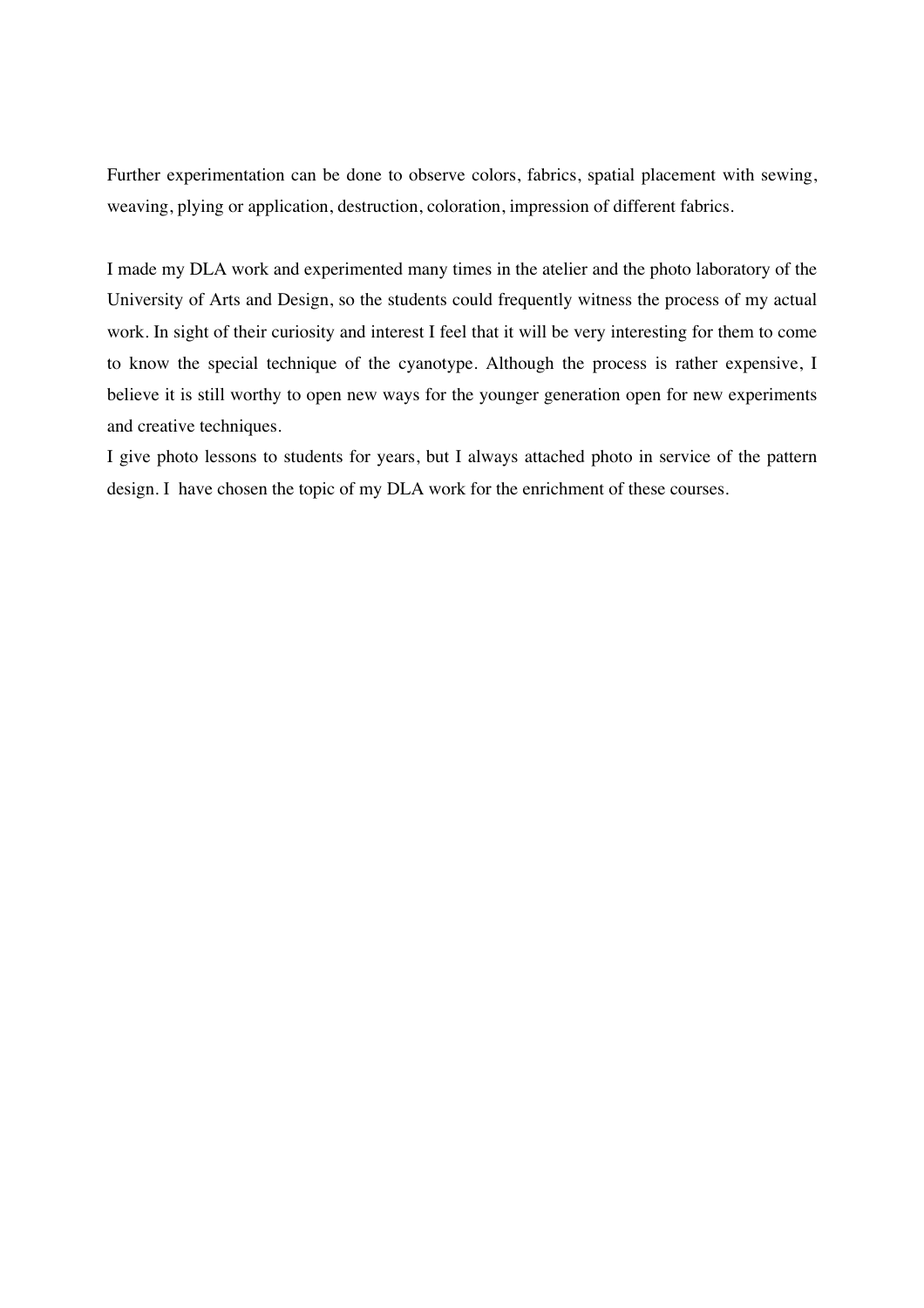Further experimentation can be done to observe colors, fabrics, spatial placement with sewing, weaving, plying or application, destruction, coloration, impression of different fabrics.

I made my DLA work and experimented many times in the atelier and the photo laboratory of the University of Arts and Design, so the students could frequently witness the process of my actual work. In sight of their curiosity and interest I feel that it will be very interesting for them to come to know the special technique of the cyanotype. Although the process is rather expensive, I believe it is still worthy to open new ways for the younger generation open for new experiments and creative techniques.

I give photo lessons to students for years, but I always attached photo in service of the pattern design. I have chosen the topic of my DLA work for the enrichment of these courses.